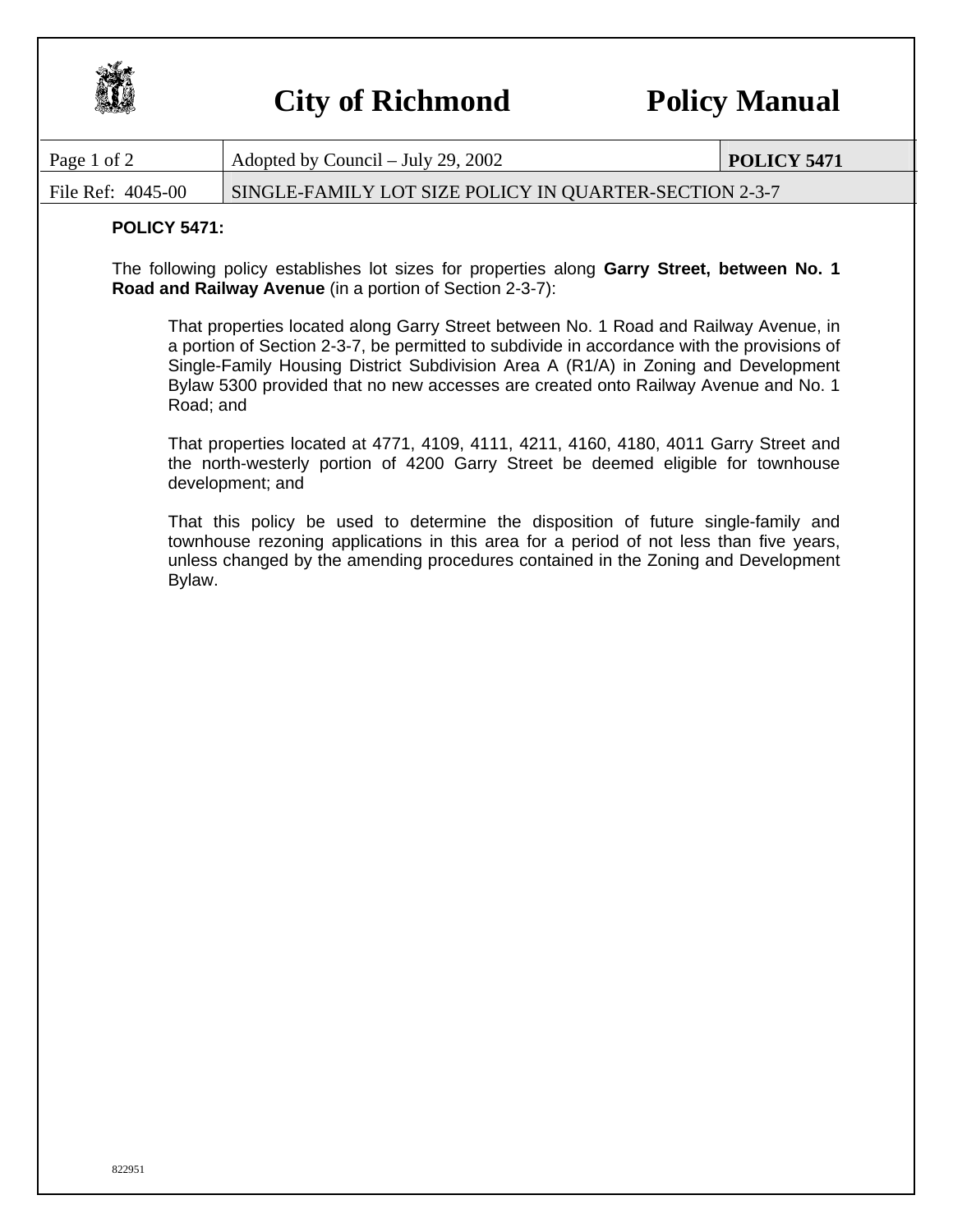# City of Richmond — Policy Manual

| Page 1 of 2 | Adopted by Council – July 29, 2002 | POLICY 5471 |
|---|---|---|
| File Ref: 4045-00 | SINGLE-FAMILY LOT SIZE POLICY IN QUARTER-SECTION 2-3-7 | |

**POLICY 5471:**

The following policy establishes lot sizes for properties along **Garry Street, between No. 1 Road and Railway Avenue** (in a portion of Section 2-3-7):

> That properties located along Garry Street between No. 1 Road and Railway Avenue, in a portion of Section 2-3-7, be permitted to subdivide in accordance with the provisions of Single-Family Housing District Subdivision Area A (R1/A) in Zoning and Development Bylaw 5300 provided that no new accesses are created onto Railway Avenue and No. 1 Road; and
>
> That properties located at 4771, 4109, 4111, 4211, 4160, 4180, 4011 Garry Street and the north-westerly portion of 4200 Garry Street be deemed eligible for townhouse development; and
>
> That this policy be used to determine the disposition of future single-family and townhouse rezoning applications in this area for a period of not less than five years, unless changed by the amending procedures contained in the Zoning and Development Bylaw.

822951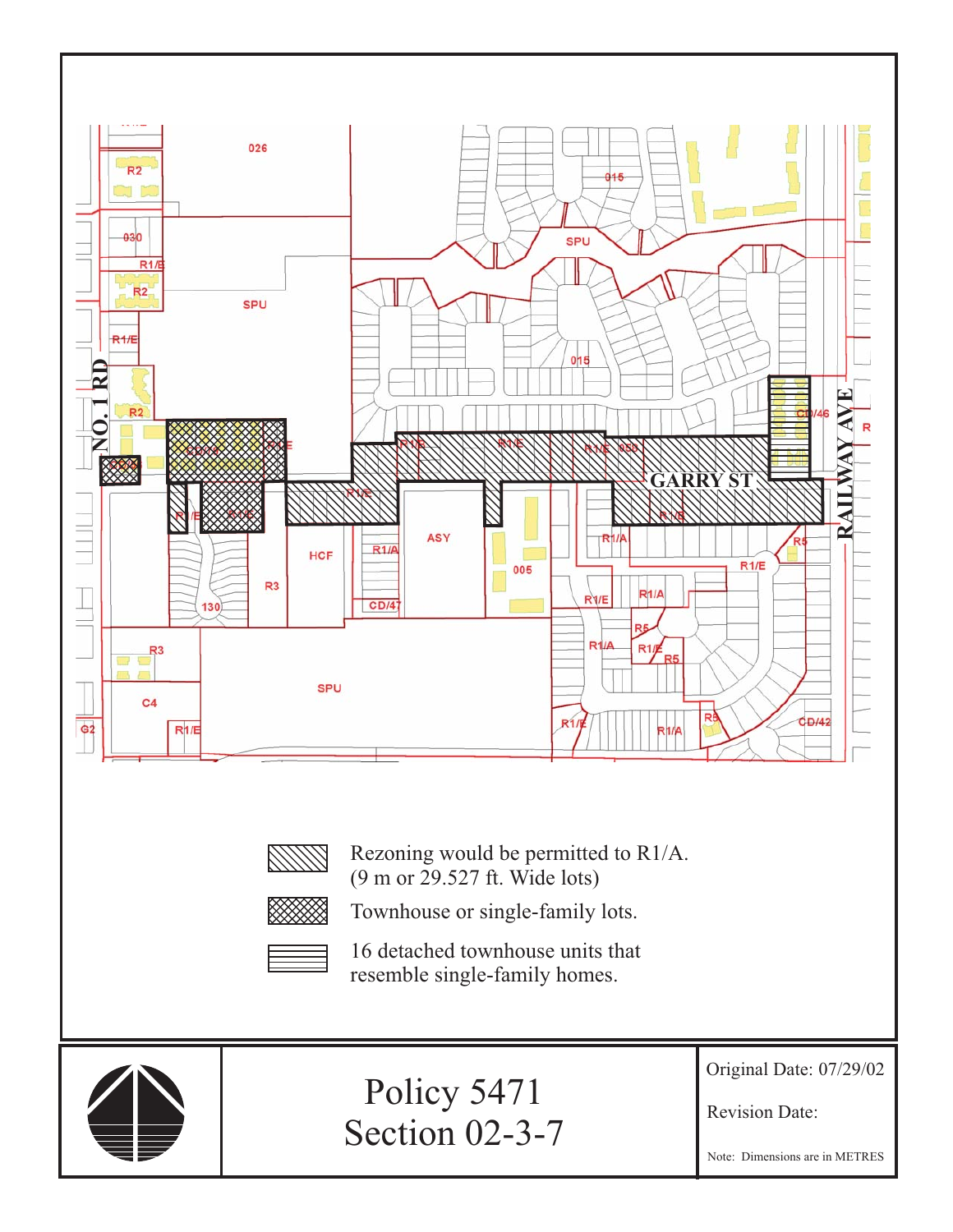NO. 1 RD

GARRY ST

RAILWAY AVE

026

R2

030

R1/E

SPU

015

R1/E

R2

CD/46

R

R1/E

R1/E

R1/E

058

R1/E

R1/E

R1/E

HCF

R1/A

ASY

R1/A

R5

R1/E

005

R3

130

CD/47

R1/E

R1/A

R5

R3

R1/A

R1/E

R5

SPU

C4

R5

G2

R1/E

R1/E

R1/A

CD/42

Rezoning would be permitted to R1/A. (9 m or 29.527 ft. Wide lots)

Townhouse or single-family lots.

16 detached townhouse units that resemble single-family homes.

# Policy 5471
# Section 02-3-7

Original Date: 07/29/02

Revision Date:

Note: Dimensions are in METRES